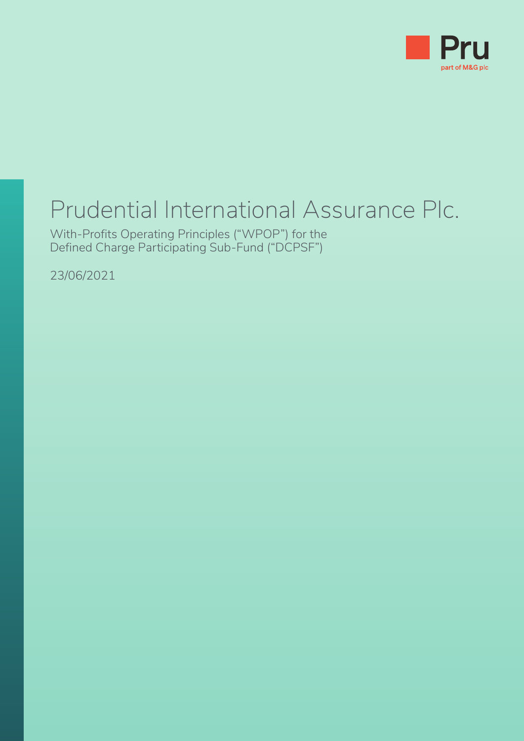Pru

part of M&G plc

# Prudential International Assurance Plc.

With-Profits Operating Principles ("WPOP") for the Defined Charge Participating Sub-Fund ("DCPSF")

23/06/2021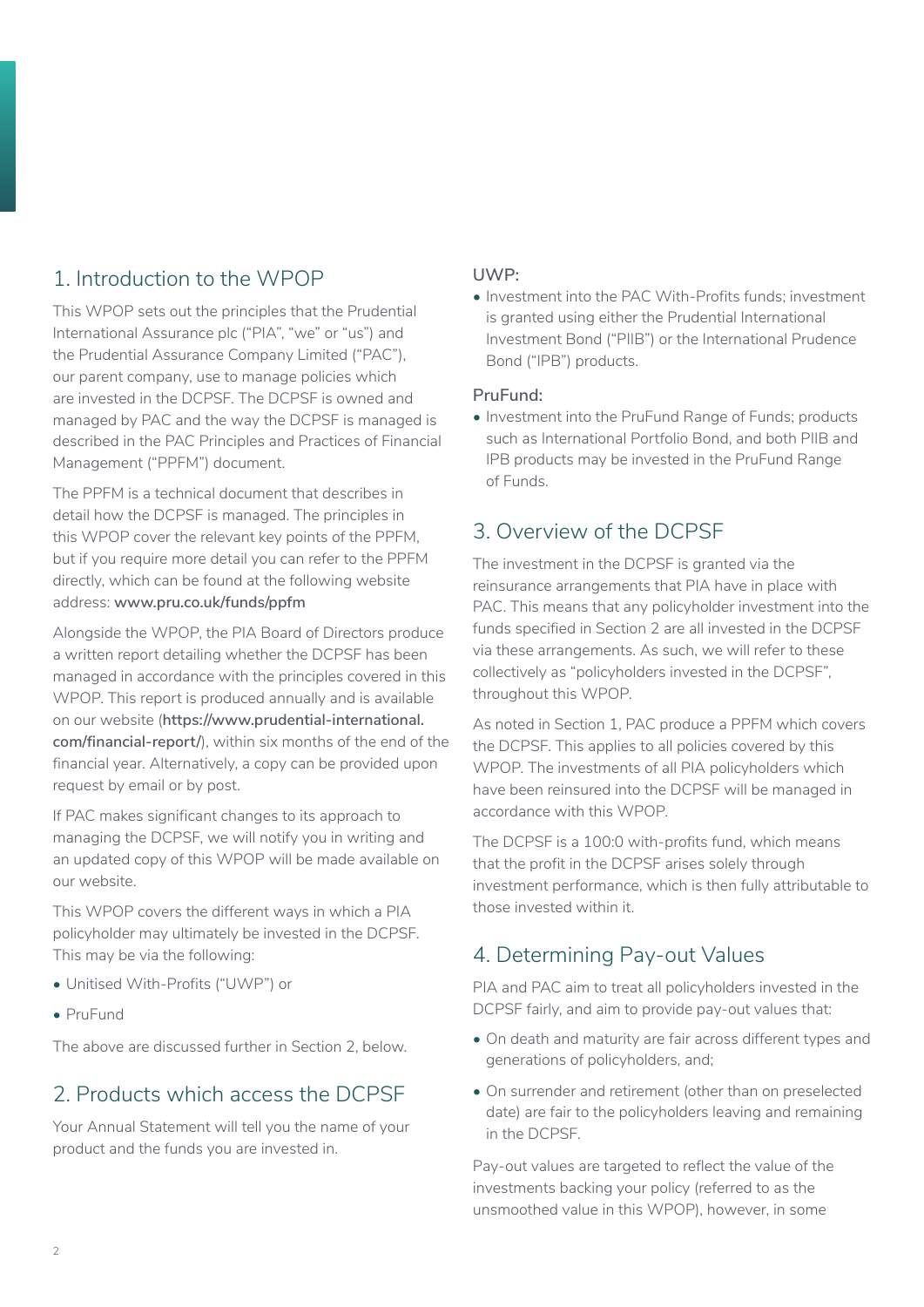## 1. Introduction to the WPOP

This WPOP sets out the principles that the Prudential International Assurance plc ("PIA", "we" or "us") and the Prudential Assurance Company Limited ("PAC"), our parent company, use to manage policies which are invested in the DCPSF. The DCPSF is owned and managed by PAC and the way the DCPSF is managed is described in the PAC Principles and Practices of Financial Management ("PPFM") document.

The PPFM is a technical document that describes in detail how the DCPSF is managed. The principles in this WPOP cover the relevant key points of the PPFM, but if you require more detail you can refer to the PPFM directly, which can be found at the following website address: **www.pru.co.uk/funds/ppfm**

Alongside the WPOP, the PIA Board of Directors produce a written report detailing whether the DCPSF has been managed in accordance with the principles covered in this WPOP. This report is produced annually and is available on our website (**https://www.prudential-international.com/financial-report/**), within six months of the end of the financial year. Alternatively, a copy can be provided upon request by email or by post.

If PAC makes significant changes to its approach to managing the DCPSF, we will notify you in writing and an updated copy of this WPOP will be made available on our website.

This WPOP covers the different ways in which a PIA policyholder may ultimately be invested in the DCPSF. This may be via the following:

- Unitised With-Profits ("UWP") or
- PruFund

The above are discussed further in Section 2, below.

## 2. Products which access the DCPSF

Your Annual Statement will tell you the name of your product and the funds you are invested in.

**UWP:**

- Investment into the PAC With-Profits funds; investment is granted using either the Prudential International Investment Bond ("PIIB") or the International Prudence Bond ("IPB") products.

**PruFund:**

- Investment into the PruFund Range of Funds; products such as International Portfolio Bond, and both PIIB and IPB products may be invested in the PruFund Range of Funds.

## 3. Overview of the DCPSF

The investment in the DCPSF is granted via the reinsurance arrangements that PIA have in place with PAC. This means that any policyholder investment into the funds specified in Section 2 are all invested in the DCPSF via these arrangements. As such, we will refer to these collectively as "policyholders invested in the DCPSF", throughout this WPOP.

As noted in Section 1, PAC produce a PPFM which covers the DCPSF. This applies to all policies covered by this WPOP. The investments of all PIA policyholders which have been reinsured into the DCPSF will be managed in accordance with this WPOP.

The DCPSF is a 100:0 with-profits fund, which means that the profit in the DCPSF arises solely through investment performance, which is then fully attributable to those invested within it.

## 4. Determining Pay-out Values

PIA and PAC aim to treat all policyholders invested in the DCPSF fairly, and aim to provide pay-out values that:

- On death and maturity are fair across different types and generations of policyholders, and;
- On surrender and retirement (other than on preselected date) are fair to the policyholders leaving and remaining in the DCPSF.

Pay-out values are targeted to reflect the value of the investments backing your policy (referred to as the unsmoothed value in this WPOP), however, in some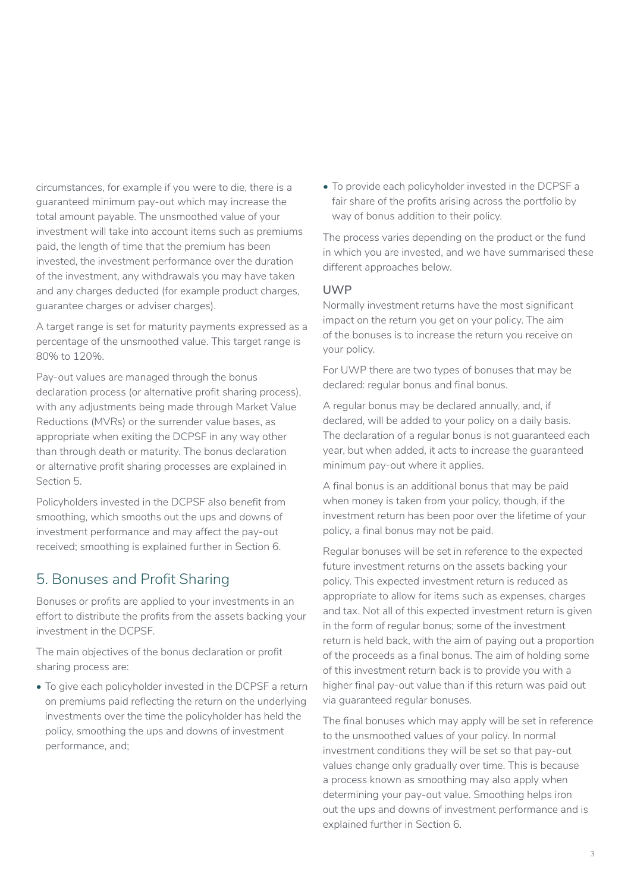circumstances, for example if you were to die, there is a guaranteed minimum pay-out which may increase the total amount payable. The unsmoothed value of your investment will take into account items such as premiums paid, the length of time that the premium has been invested, the investment performance over the duration of the investment, any withdrawals you may have taken and any charges deducted (for example product charges, guarantee charges or adviser charges).

A target range is set for maturity payments expressed as a percentage of the unsmoothed value. This target range is 80% to 120%.

Pay-out values are managed through the bonus declaration process (or alternative profit sharing process), with any adjustments being made through Market Value Reductions (MVRs) or the surrender value bases, as appropriate when exiting the DCPSF in any way other than through death or maturity. The bonus declaration or alternative profit sharing processes are explained in Section 5.

Policyholders invested in the DCPSF also benefit from smoothing, which smooths out the ups and downs of investment performance and may affect the pay-out received; smoothing is explained further in Section 6.

## 5. Bonuses and Profit Sharing

Bonuses or profits are applied to your investments in an effort to distribute the profits from the assets backing your investment in the DCPSF.

The main objectives of the bonus declaration or profit sharing process are:

- To give each policyholder invested in the DCPSF a return on premiums paid reflecting the return on the underlying investments over the time the policyholder has held the policy, smoothing the ups and downs of investment performance, and;
- To provide each policyholder invested in the DCPSF a fair share of the profits arising across the portfolio by way of bonus addition to their policy.

The process varies depending on the product or the fund in which you are invested, and we have summarised these different approaches below.

### UWP

Normally investment returns have the most significant impact on the return you get on your policy. The aim of the bonuses is to increase the return you receive on your policy.

For UWP there are two types of bonuses that may be declared: regular bonus and final bonus.

A regular bonus may be declared annually, and, if declared, will be added to your policy on a daily basis. The declaration of a regular bonus is not guaranteed each year, but when added, it acts to increase the guaranteed minimum pay-out where it applies.

A final bonus is an additional bonus that may be paid when money is taken from your policy, though, if the investment return has been poor over the lifetime of your policy, a final bonus may not be paid.

Regular bonuses will be set in reference to the expected future investment returns on the assets backing your policy. This expected investment return is reduced as appropriate to allow for items such as expenses, charges and tax. Not all of this expected investment return is given in the form of regular bonus; some of the investment return is held back, with the aim of paying out a proportion of the proceeds as a final bonus. The aim of holding some of this investment return back is to provide you with a higher final pay-out value than if this return was paid out via guaranteed regular bonuses.

The final bonuses which may apply will be set in reference to the unsmoothed values of your policy. In normal investment conditions they will be set so that pay-out values change only gradually over time. This is because a process known as smoothing may also apply when determining your pay-out value. Smoothing helps iron out the ups and downs of investment performance and is explained further in Section 6.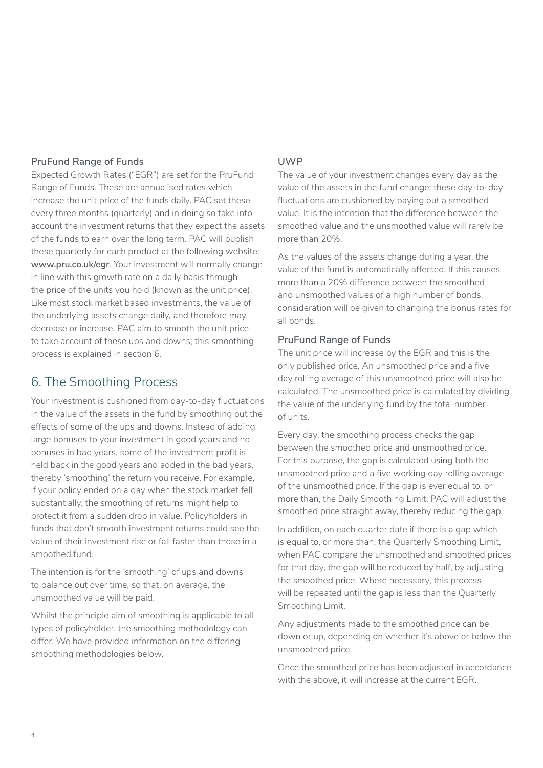### PruFund Range of Funds

Expected Growth Rates ("EGR") are set for the PruFund Range of Funds. These are annualised rates which increase the unit price of the funds daily. PAC set these every three months (quarterly) and in doing so take into account the investment returns that they expect the assets of the funds to earn over the long term. PAC will publish these quarterly for each product at the following website: **www.pru.co.uk/egr**. Your investment will normally change in line with this growth rate on a daily basis through the price of the units you hold (known as the unit price). Like most stock market based investments, the value of the underlying assets change daily, and therefore may decrease or increase. PAC aim to smooth the unit price to take account of these ups and downs; this smoothing process is explained in section 6.

## 6. The Smoothing Process

Your investment is cushioned from day-to-day fluctuations in the value of the assets in the fund by smoothing out the effects of some of the ups and downs. Instead of adding large bonuses to your investment in good years and no bonuses in bad years, some of the investment profit is held back in the good years and added in the bad years, thereby 'smoothing' the return you receive. For example, if your policy ended on a day when the stock market fell substantially, the smoothing of returns might help to protect it from a sudden drop in value. Policyholders in funds that don't smooth investment returns could see the value of their investment rise or fall faster than those in a smoothed fund.

The intention is for the 'smoothing' of ups and downs to balance out over time, so that, on average, the unsmoothed value will be paid.

Whilst the principle aim of smoothing is applicable to all types of policyholder, the smoothing methodology can differ. We have provided information on the differing smoothing methodologies below.

### UWP

The value of your investment changes every day as the value of the assets in the fund change; these day-to-day fluctuations are cushioned by paying out a smoothed value. It is the intention that the difference between the smoothed value and the unsmoothed value will rarely be more than 20%.

As the values of the assets change during a year, the value of the fund is automatically affected. If this causes more than a 20% difference between the smoothed and unsmoothed values of a high number of bonds, consideration will be given to changing the bonus rates for all bonds.

### PruFund Range of Funds

The unit price will increase by the EGR and this is the only published price. An unsmoothed price and a five day rolling average of this unsmoothed price will also be calculated. The unsmoothed price is calculated by dividing the value of the underlying fund by the total number of units.

Every day, the smoothing process checks the gap between the smoothed price and unsmoothed price. For this purpose, the gap is calculated using both the unsmoothed price and a five working day rolling average of the unsmoothed price. If the gap is ever equal to, or more than, the Daily Smoothing Limit, PAC will adjust the smoothed price straight away, thereby reducing the gap.

In addition, on each quarter date if there is a gap which is equal to, or more than, the Quarterly Smoothing Limit, when PAC compare the unsmoothed and smoothed prices for that day, the gap will be reduced by half, by adjusting the smoothed price. Where necessary, this process will be repeated until the gap is less than the Quarterly Smoothing Limit.

Any adjustments made to the smoothed price can be down or up, depending on whether it's above or below the unsmoothed price.

Once the smoothed price has been adjusted in accordance with the above, it will increase at the current EGR.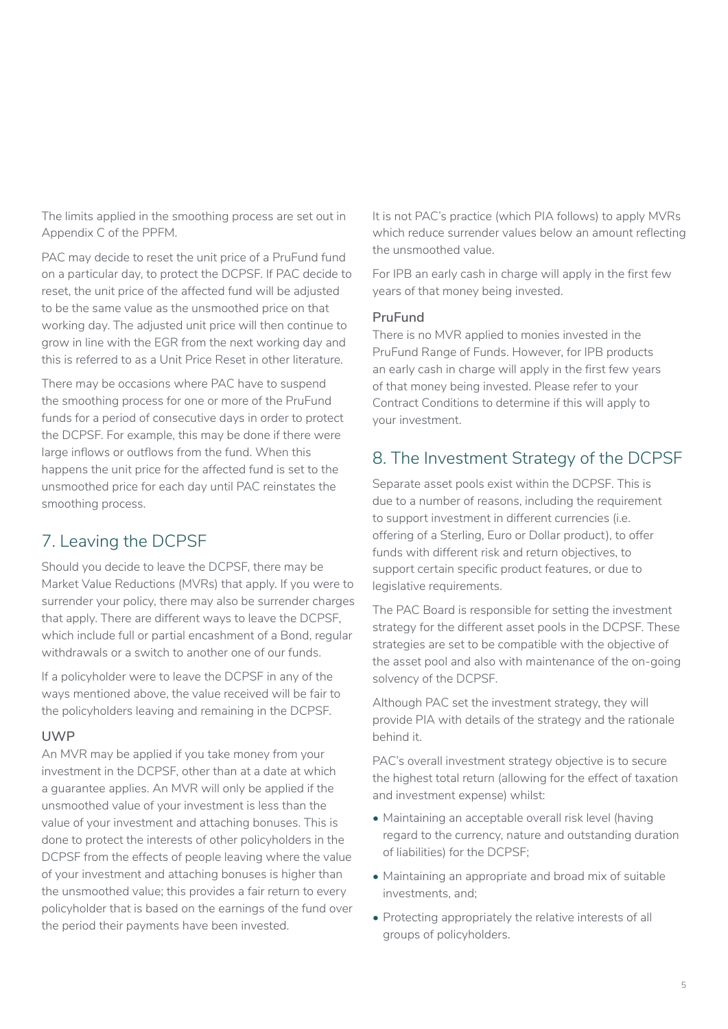The limits applied in the smoothing process are set out in Appendix C of the PPFM.

PAC may decide to reset the unit price of a PruFund fund on a particular day, to protect the DCPSF. If PAC decide to reset, the unit price of the affected fund will be adjusted to be the same value as the unsmoothed price on that working day. The adjusted unit price will then continue to grow in line with the EGR from the next working day and this is referred to as a Unit Price Reset in other literature.

There may be occasions where PAC have to suspend the smoothing process for one or more of the PruFund funds for a period of consecutive days in order to protect the DCPSF. For example, this may be done if there were large inflows or outflows from the fund. When this happens the unit price for the affected fund is set to the unsmoothed price for each day until PAC reinstates the smoothing process.

## 7. Leaving the DCPSF

Should you decide to leave the DCPSF, there may be Market Value Reductions (MVRs) that apply. If you were to surrender your policy, there may also be surrender charges that apply. There are different ways to leave the DCPSF, which include full or partial encashment of a Bond, regular withdrawals or a switch to another one of our funds.

If a policyholder were to leave the DCPSF in any of the ways mentioned above, the value received will be fair to the policyholders leaving and remaining in the DCPSF.

### UWP

An MVR may be applied if you take money from your investment in the DCPSF, other than at a date at which a guarantee applies. An MVR will only be applied if the unsmoothed value of your investment is less than the value of your investment and attaching bonuses. This is done to protect the interests of other policyholders in the DCPSF from the effects of people leaving where the value of your investment and attaching bonuses is higher than the unsmoothed value; this provides a fair return to every policyholder that is based on the earnings of the fund over the period their payments have been invested.

It is not PAC's practice (which PIA follows) to apply MVRs which reduce surrender values below an amount reflecting the unsmoothed value.

For IPB an early cash in charge will apply in the first few years of that money being invested.

### PruFund

There is no MVR applied to monies invested in the PruFund Range of Funds. However, for IPB products an early cash in charge will apply in the first few years of that money being invested. Please refer to your Contract Conditions to determine if this will apply to your investment.

## 8. The Investment Strategy of the DCPSF

Separate asset pools exist within the DCPSF. This is due to a number of reasons, including the requirement to support investment in different currencies (i.e. offering of a Sterling, Euro or Dollar product), to offer funds with different risk and return objectives, to support certain specific product features, or due to legislative requirements.

The PAC Board is responsible for setting the investment strategy for the different asset pools in the DCPSF. These strategies are set to be compatible with the objective of the asset pool and also with maintenance of the on-going solvency of the DCPSF.

Although PAC set the investment strategy, they will provide PIA with details of the strategy and the rationale behind it.

PAC's overall investment strategy objective is to secure the highest total return (allowing for the effect of taxation and investment expense) whilst:

- Maintaining an acceptable overall risk level (having regard to the currency, nature and outstanding duration of liabilities) for the DCPSF;
- Maintaining an appropriate and broad mix of suitable investments, and;
- Protecting appropriately the relative interests of all groups of policyholders.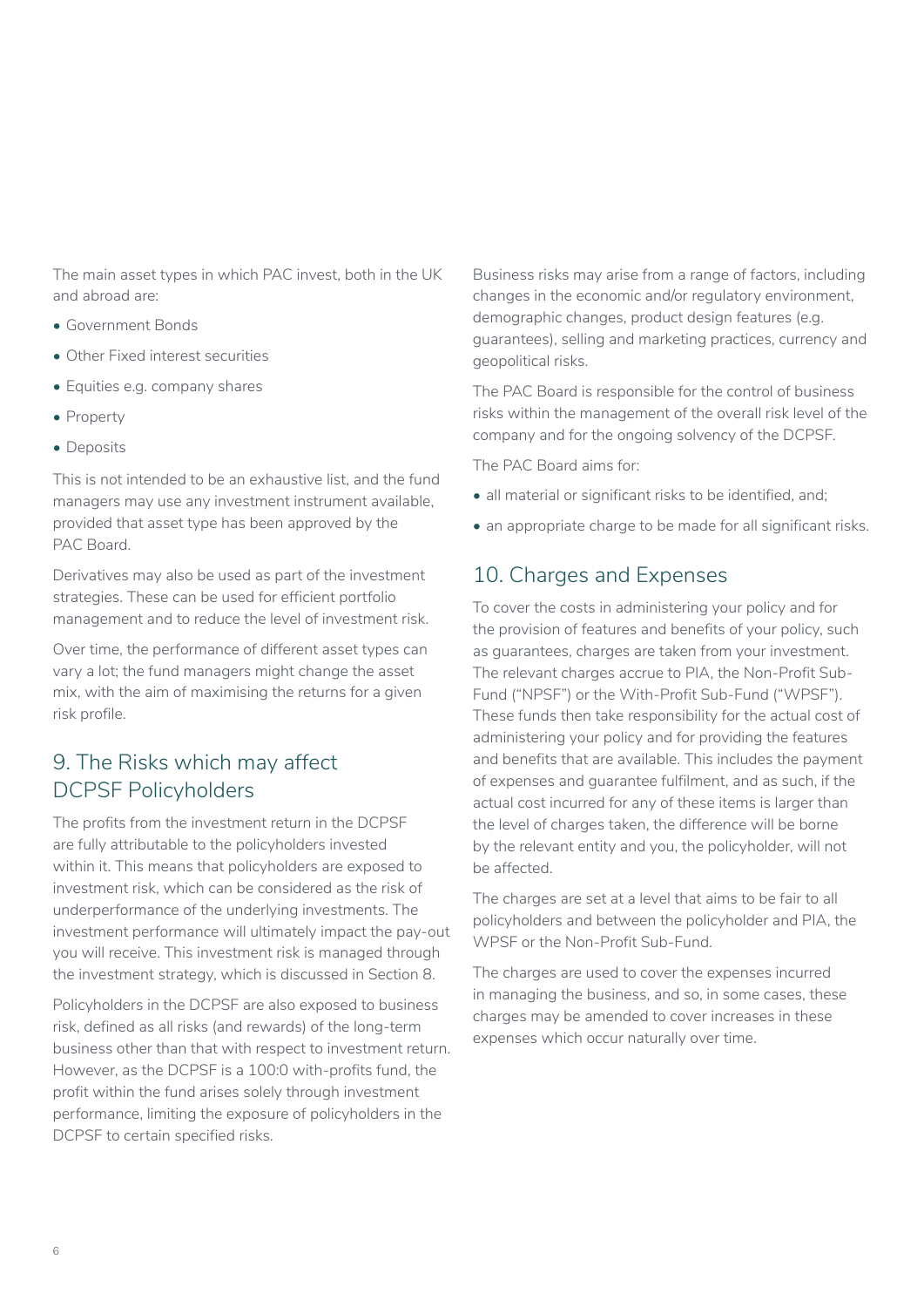The main asset types in which PAC invest, both in the UK and abroad are:

- Government Bonds
- Other Fixed interest securities
- Equities e.g. company shares
- Property
- Deposits

This is not intended to be an exhaustive list, and the fund managers may use any investment instrument available, provided that asset type has been approved by the PAC Board.

Derivatives may also be used as part of the investment strategies. These can be used for efficient portfolio management and to reduce the level of investment risk.

Over time, the performance of different asset types can vary a lot; the fund managers might change the asset mix, with the aim of maximising the returns for a given risk profile.

## 9. The Risks which may affect DCPSF Policyholders

The profits from the investment return in the DCPSF are fully attributable to the policyholders invested within it. This means that policyholders are exposed to investment risk, which can be considered as the risk of underperformance of the underlying investments. The investment performance will ultimately impact the pay-out you will receive. This investment risk is managed through the investment strategy, which is discussed in Section 8.

Policyholders in the DCPSF are also exposed to business risk, defined as all risks (and rewards) of the long-term business other than that with respect to investment return. However, as the DCPSF is a 100:0 with-profits fund, the profit within the fund arises solely through investment performance, limiting the exposure of policyholders in the DCPSF to certain specified risks.

Business risks may arise from a range of factors, including changes in the economic and/or regulatory environment, demographic changes, product design features (e.g. guarantees), selling and marketing practices, currency and geopolitical risks.

The PAC Board is responsible for the control of business risks within the management of the overall risk level of the company and for the ongoing solvency of the DCPSF.

The PAC Board aims for:

- all material or significant risks to be identified, and;
- an appropriate charge to be made for all significant risks.

## 10. Charges and Expenses

To cover the costs in administering your policy and for the provision of features and benefits of your policy, such as guarantees, charges are taken from your investment. The relevant charges accrue to PIA, the Non-Profit Sub-Fund ("NPSF") or the With-Profit Sub-Fund ("WPSF"). These funds then take responsibility for the actual cost of administering your policy and for providing the features and benefits that are available. This includes the payment of expenses and guarantee fulfilment, and as such, if the actual cost incurred for any of these items is larger than the level of charges taken, the difference will be borne by the relevant entity and you, the policyholder, will not be affected.

The charges are set at a level that aims to be fair to all policyholders and between the policyholder and PIA, the WPSF or the Non-Profit Sub-Fund.

The charges are used to cover the expenses incurred in managing the business, and so, in some cases, these charges may be amended to cover increases in these expenses which occur naturally over time.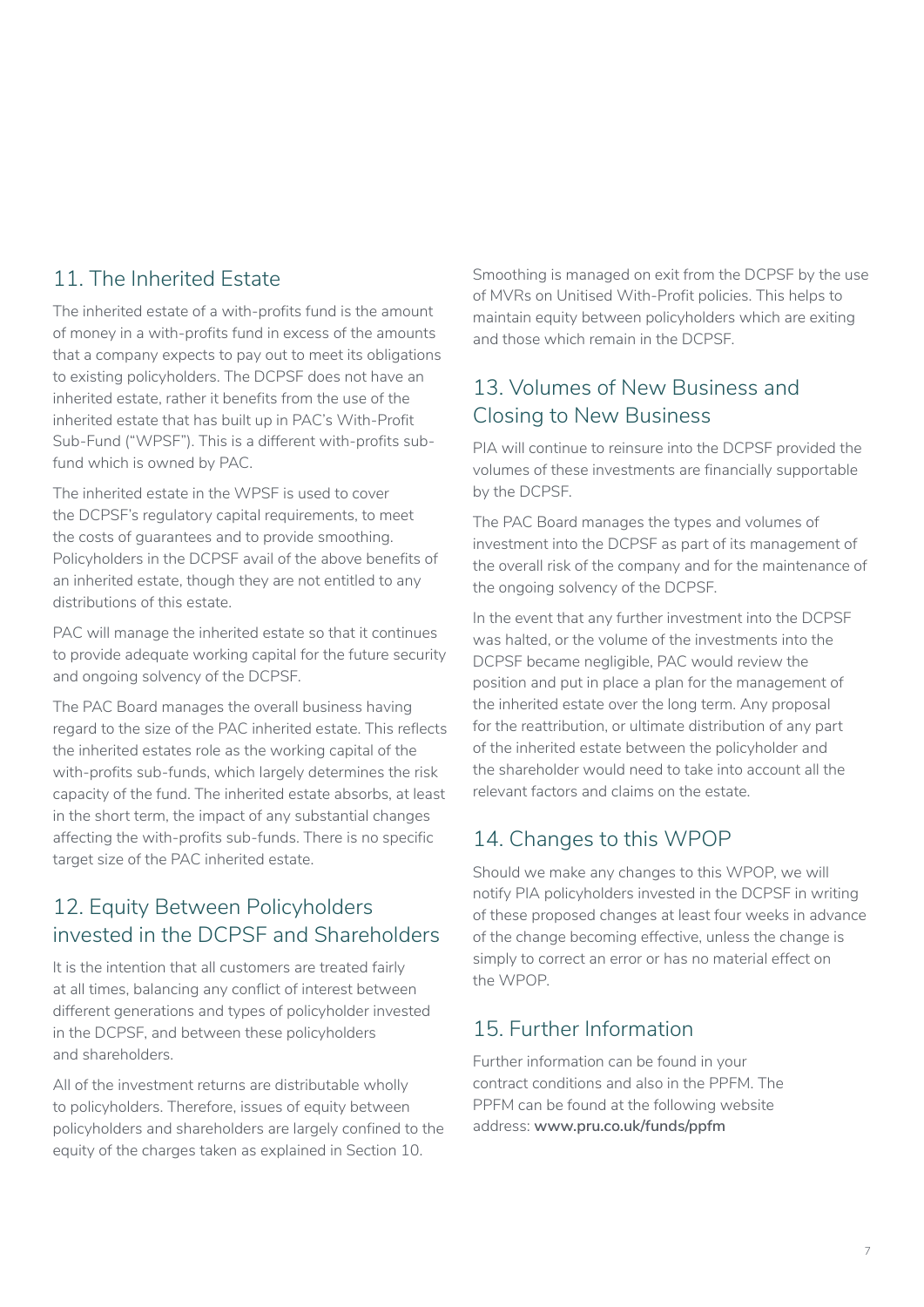## 11. The Inherited Estate

The inherited estate of a with-profits fund is the amount of money in a with-profits fund in excess of the amounts that a company expects to pay out to meet its obligations to existing policyholders. The DCPSF does not have an inherited estate, rather it benefits from the use of the inherited estate that has built up in PAC's With-Profit Sub-Fund ("WPSF"). This is a different with-profits sub-fund which is owned by PAC.

The inherited estate in the WPSF is used to cover the DCPSF's regulatory capital requirements, to meet the costs of guarantees and to provide smoothing. Policyholders in the DCPSF avail of the above benefits of an inherited estate, though they are not entitled to any distributions of this estate.

PAC will manage the inherited estate so that it continues to provide adequate working capital for the future security and ongoing solvency of the DCPSF.

The PAC Board manages the overall business having regard to the size of the PAC inherited estate. This reflects the inherited estates role as the working capital of the with-profits sub-funds, which largely determines the risk capacity of the fund. The inherited estate absorbs, at least in the short term, the impact of any substantial changes affecting the with-profits sub-funds. There is no specific target size of the PAC inherited estate.

## 12. Equity Between Policyholders invested in the DCPSF and Shareholders

It is the intention that all customers are treated fairly at all times, balancing any conflict of interest between different generations and types of policyholder invested in the DCPSF, and between these policyholders and shareholders.

All of the investment returns are distributable wholly to policyholders. Therefore, issues of equity between policyholders and shareholders are largely confined to the equity of the charges taken as explained in Section 10.

Smoothing is managed on exit from the DCPSF by the use of MVRs on Unitised With-Profit policies. This helps to maintain equity between policyholders which are exiting and those which remain in the DCPSF.

## 13. Volumes of New Business and Closing to New Business

PIA will continue to reinsure into the DCPSF provided the volumes of these investments are financially supportable by the DCPSF.

The PAC Board manages the types and volumes of investment into the DCPSF as part of its management of the overall risk of the company and for the maintenance of the ongoing solvency of the DCPSF.

In the event that any further investment into the DCPSF was halted, or the volume of the investments into the DCPSF became negligible, PAC would review the position and put in place a plan for the management of the inherited estate over the long term. Any proposal for the reattribution, or ultimate distribution of any part of the inherited estate between the policyholder and the shareholder would need to take into account all the relevant factors and claims on the estate.

## 14. Changes to this WPOP

Should we make any changes to this WPOP, we will notify PIA policyholders invested in the DCPSF in writing of these proposed changes at least four weeks in advance of the change becoming effective, unless the change is simply to correct an error or has no material effect on the WPOP.

## 15. Further Information

Further information can be found in your contract conditions and also in the PPFM. The PPFM can be found at the following website address: **www.pru.co.uk/funds/ppfm**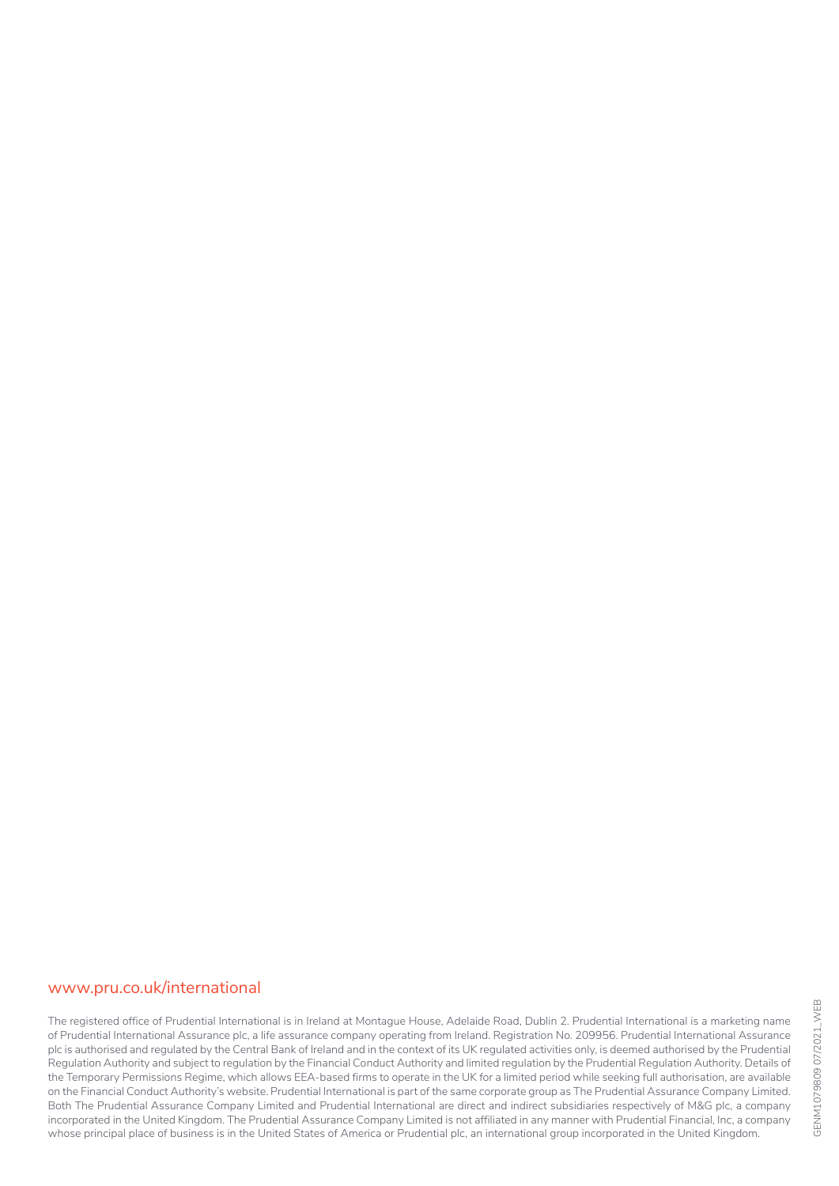www.pru.co.uk/international

The registered office of Prudential International is in Ireland at Montague House, Adelaide Road, Dublin 2. Prudential International is a marketing name of Prudential International Assurance plc, a life assurance company operating from Ireland. Registration No. 209956. Prudential International Assurance plc is authorised and regulated by the Central Bank of Ireland and in the context of its UK regulated activities only, is deemed authorised by the Prudential Regulation Authority and subject to regulation by the Financial Conduct Authority and limited regulation by the Prudential Regulation Authority. Details of the Temporary Permissions Regime, which allows EEA-based firms to operate in the UK for a limited period while seeking full authorisation, are available on the Financial Conduct Authority's website. Prudential International is part of the same corporate group as The Prudential Assurance Company Limited. Both The Prudential Assurance Company Limited and Prudential International are direct and indirect subsidiaries respectively of M&G plc, a company incorporated in the United Kingdom. The Prudential Assurance Company Limited is not affiliated in any manner with Prudential Financial, Inc, a company whose principal place of business is in the United States of America or Prudential plc, an international group incorporated in the United Kingdom.

GENM1079809 07/2021_WEB